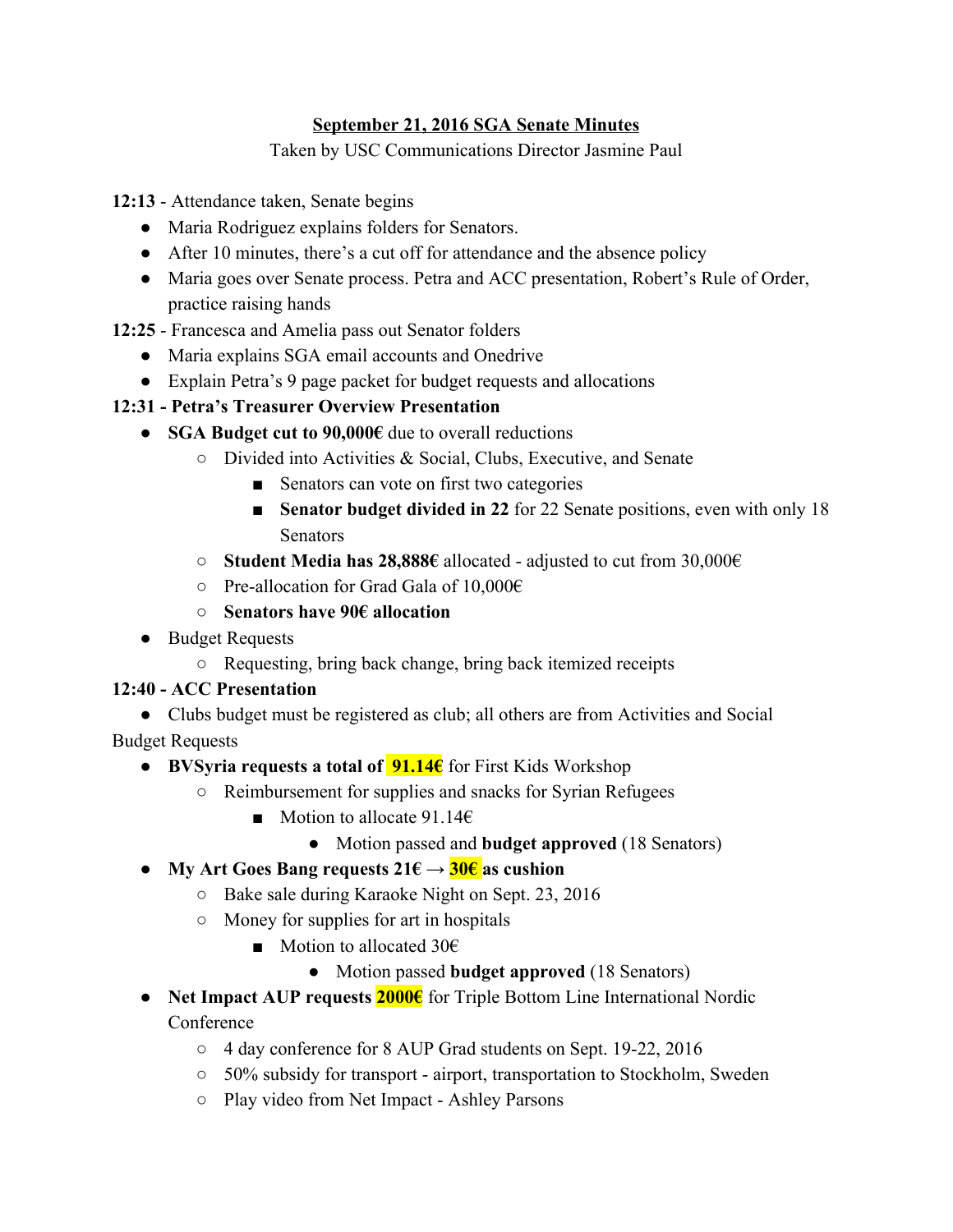**<u>September 21, 2016 SGA Senate Minutes</u>**

Taken by USC Communications Director Jasmine Paul

**12:13** - Attendance taken, Senate begins

- Maria Rodriguez explains folders for Senators.
- After 10 minutes, there's a cut off for attendance and the absence policy
- Maria goes over Senate process. Petra and ACC presentation, Robert's Rule of Order, practice raising hands

**12:25** - Francesca and Amelia pass out Senator folders

- Maria explains SGA email accounts and Onedrive
- Explain Petra's 9 page packet for budget requests and allocations

**12:31 - Petra's Treasurer Overview Presentation**

- **SGA Budget cut to 90,000€** due to overall reductions
  - Divided into Activities & Social, Clubs, Executive, and Senate
    - Senators can vote on first two categories
    - **Senator budget divided in 22** for 22 Senate positions, even with only 18 Senators
  - **Student Media has 28,888€** allocated - adjusted to cut from 30,000€
  - Pre-allocation for Grad Gala of 10,000€
  - **Senators have 90€ allocation**
- Budget Requests
  - Requesting, bring back change, bring back itemized receipts

**12:40 - ACC Presentation**

- Clubs budget must be registered as club; all others are from Activities and Social

Budget Requests

- **BVSyria requests a total of 91.14€** for First Kids Workshop
  - Reimbursement for supplies and snacks for Syrian Refugees
    - Motion to allocate 91.14€
      - Motion passed and **budget approved** (18 Senators)
- **My Art Goes Bang requests 21€ → 30€ as cushion**
  - Bake sale during Karaoke Night on Sept. 23, 2016
  - Money for supplies for art in hospitals
    - Motion to allocated 30€
      - Motion passed **budget approved** (18 Senators)
- **Net Impact AUP requests 2000€** for Triple Bottom Line International Nordic Conference
  - 4 day conference for 8 AUP Grad students on Sept. 19-22, 2016
  - 50% subsidy for transport - airport, transportation to Stockholm, Sweden
  - Play video from Net Impact - Ashley Parsons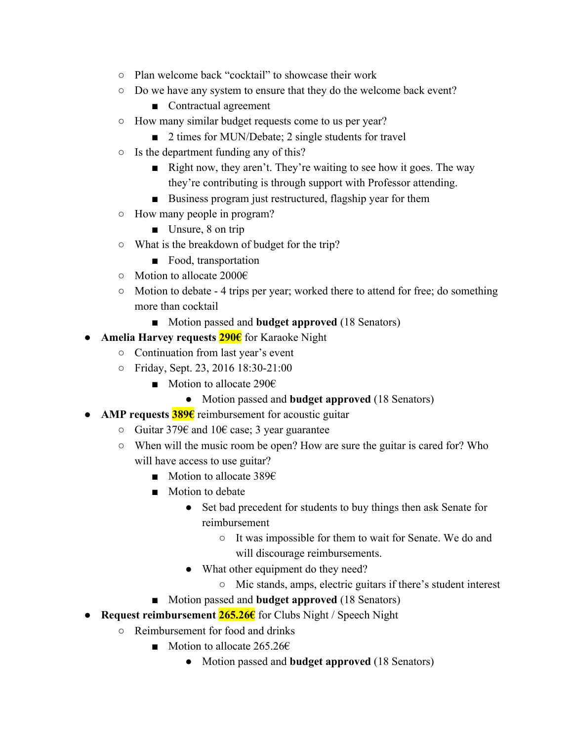- Plan welcome back "cocktail" to showcase their work
    - Do we have any system to ensure that they do the welcome back event?
        - Contractual agreement
    - How many similar budget requests come to us per year?
        - 2 times for MUN/Debate; 2 single students for travel
    - Is the department funding any of this?
        - Right now, they aren't. They're waiting to see how it goes. The way they're contributing is through support with Professor attending.
        - Business program just restructured, flagship year for them
    - How many people in program?
        - Unsure, 8 on trip
    - What is the breakdown of budget for the trip?
        - Food, transportation
    - Motion to allocate 2000€
    - Motion to debate - 4 trips per year; worked there to attend for free; do something more than cocktail
        - Motion passed and **budget approved** (18 Senators)

- **Amelia Harvey requests 290€** for Karaoke Night
    - Continuation from last year's event
    - Friday, Sept. 23, 2016 18:30-21:00
        - Motion to allocate 290€
            - Motion passed and **budget approved** (18 Senators)
- **AMP requests 389€** reimbursement for acoustic guitar
    - Guitar 379€ and 10€ case; 3 year guarantee
    - When will the music room be open? How are sure the guitar is cared for? Who will have access to use guitar?
        - Motion to allocate 389€
        - Motion to debate
            - Set bad precedent for students to buy things then ask Senate for reimbursement
                - It was impossible for them to wait for Senate. We do and will discourage reimbursements.
            - What other equipment do they need?
                - Mic stands, amps, electric guitars if there's student interest
        - Motion passed and **budget approved** (18 Senators)
- **Request reimbursement 265.26€** for Clubs Night / Speech Night
    - Reimbursement for food and drinks
        - Motion to allocate 265.26€
            - Motion passed and **budget approved** (18 Senators)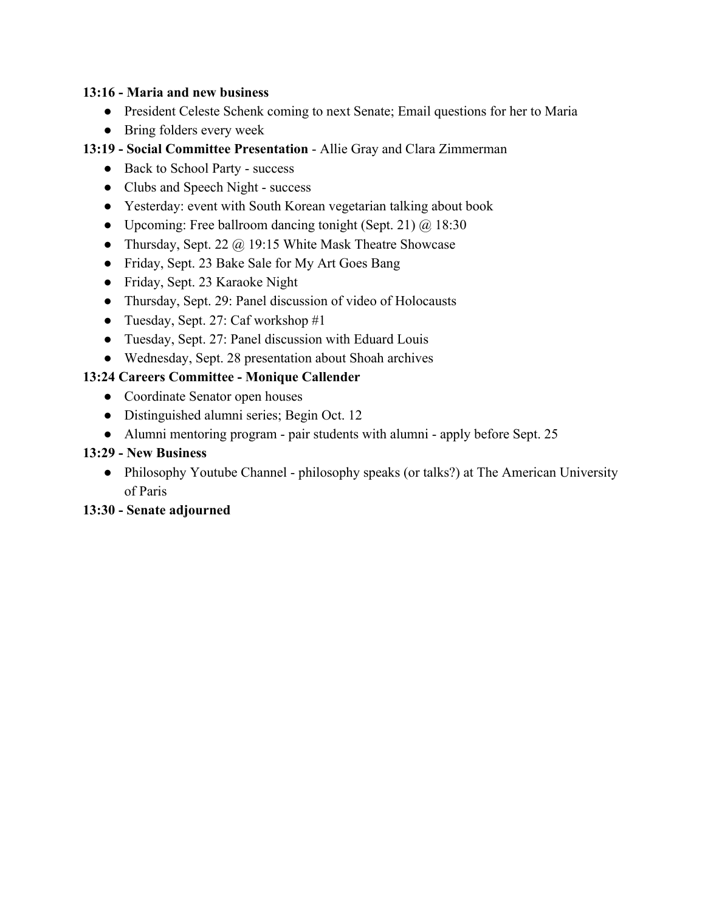**13:16 - Maria and new business**

- President Celeste Schenk coming to next Senate; Email questions for her to Maria
- Bring folders every week

**13:19 - Social Committee Presentation** - Allie Gray and Clara Zimmerman

- Back to School Party - success
- Clubs and Speech Night - success
- Yesterday: event with South Korean vegetarian talking about book
- Upcoming: Free ballroom dancing tonight (Sept. 21) @ 18:30
- Thursday, Sept. 22 @ 19:15 White Mask Theatre Showcase
- Friday, Sept. 23 Bake Sale for My Art Goes Bang
- Friday, Sept. 23 Karaoke Night
- Thursday, Sept. 29: Panel discussion of video of Holocausts
- Tuesday, Sept. 27: Caf workshop #1
- Tuesday, Sept. 27: Panel discussion with Eduard Louis
- Wednesday, Sept. 28 presentation about Shoah archives

**13:24 Careers Committee - Monique Callender**

- Coordinate Senator open houses
- Distinguished alumni series; Begin Oct. 12
- Alumni mentoring program - pair students with alumni - apply before Sept. 25

**13:29 - New Business**

- Philosophy Youtube Channel - philosophy speaks (or talks?) at The American University of Paris

**13:30 - Senate adjourned**